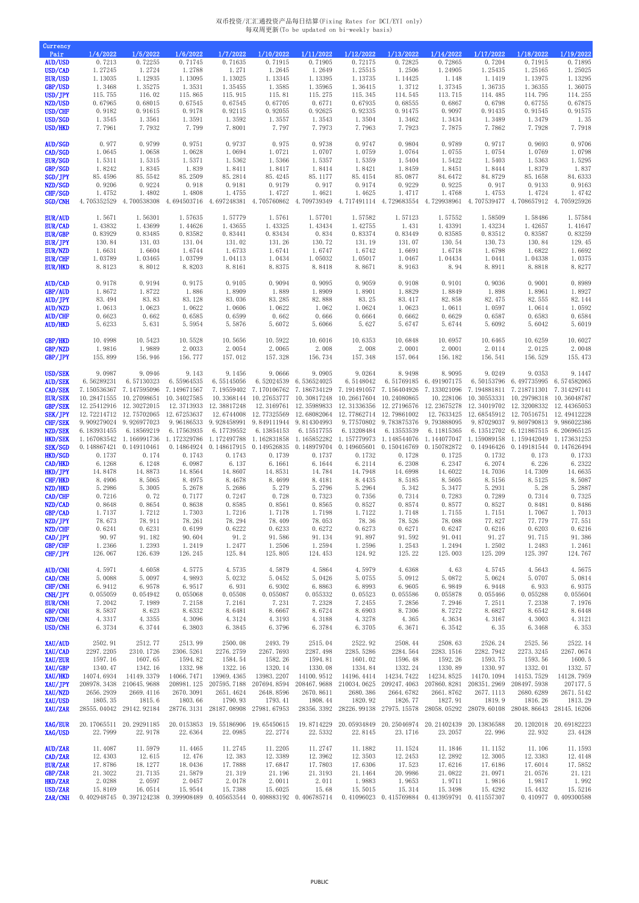双币投资/汇汇通投资产品每日结算(Fixing Rates for DCI/EYI only)
每双周更新(To be updated on bi-weekly basis)

| Currency Pair | 1/4/2022 | 1/5/2022 | 1/6/2022 | 1/7/2022 | 1/10/2022 | 1/11/2022 | 1/12/2022 | 1/13/2022 | 1/14/2022 | 1/17/2022 | 1/18/2022 | 1/19/2022 |
|---|---|---|---|---|---|---|---|---|---|---|---|---|
| AUD/USD | 0.7213 | 0.72255 | 0.71745 | 0.71635 | 0.71915 | 0.71905 | 0.72175 | 0.72825 | 0.72865 | 0.7204 | 0.71915 | 0.71895 |
| USD/CAD | 1.27245 | 1.2724 | 1.2788 | 1.271 | 1.2645 | 1.2649 | 1.25515 | 1.2506 | 1.24905 | 1.25435 | 1.25165 | 1.25025 |
| EUR/USD | 1.13035 | 1.12935 | 1.13095 | 1.13025 | 1.13345 | 1.13395 | 1.13735 | 1.14425 | 1.148 | 1.1419 | 1.13975 | 1.13295 |
| GBP/USD | 1.3468 | 1.35275 | 1.3531 | 1.35455 | 1.3585 | 1.35965 | 1.36415 | 1.3712 | 1.37345 | 1.36735 | 1.36355 | 1.36075 |
| USD/JPY | 115.755 | 116.02 | 115.865 | 115.915 | 115.81 | 115.275 | 115.345 | 114.545 | 113.715 | 114.485 | 114.795 | 114.255 |
| NZD/USD | 0.67965 | 0.68015 | 0.67545 | 0.67545 | 0.67705 | 0.6771 | 0.67935 | 0.68555 | 0.6867 | 0.6798 | 0.67755 | 0.67875 |
| USD/CHF | 0.9182 | 0.91615 | 0.9178 | 0.92115 | 0.92055 | 0.92625 | 0.92335 | 0.91475 | 0.9097 | 0.91435 | 0.91545 | 0.91575 |
| USD/SGD | 1.3545 | 1.3561 | 1.3591 | 1.3592 | 1.3557 | 1.3543 | 1.3504 | 1.3462 | 1.3434 | 1.3489 | 1.3479 | 1.35 |
| USD/HKD | 7.7961 | 7.7932 | 7.799 | 7.8001 | 7.797 | 7.7973 | 7.7963 | 7.7923 | 7.7875 | 7.7862 | 7.7928 | 7.7918 |
| AUD/SGD | 0.977 | 0.9799 | 0.9751 | 0.9737 | 0.975 | 0.9738 | 0.9747 | 0.9804 | 0.9789 | 0.9717 | 0.9693 | 0.9706 |
| CAD/SGD | 1.0645 | 1.0658 | 1.0628 | 1.0694 | 1.0721 | 1.0707 | 1.0759 | 1.0764 | 1.0755 | 1.0754 | 1.0769 | 1.0798 |
| EUR/SGD | 1.5311 | 1.5315 | 1.5371 | 1.5362 | 1.5366 | 1.5357 | 1.5359 | 1.5404 | 1.5422 | 1.5403 | 1.5363 | 1.5295 |
| GBP/SGD | 1.8242 | 1.8345 | 1.839 | 1.8411 | 1.8417 | 1.8414 | 1.8421 | 1.8459 | 1.8451 | 1.8444 | 1.8379 | 1.837 |
| SGD/JPY | 85.4596 | 85.5542 | 85.2509 | 85.2814 | 85.4245 | 85.1177 | 85.4154 | 85.0877 | 84.6472 | 84.8729 | 85.1658 | 84.6333 |
| NZD/SGD | 0.9206 | 0.9224 | 0.918 | 0.9181 | 0.9179 | 0.917 | 0.9174 | 0.9229 | 0.9225 | 0.917 | 0.9133 | 0.9163 |
| CHF/SGD | 1.4752 | 1.4802 | 1.4808 | 1.4755 | 1.4727 | 1.4621 | 1.4625 | 1.4717 | 1.4768 | 1.4753 | 1.4724 | 1.4742 |
| SGD/CNH | 4.705352529 | 4.700538308 | 4.694503716 | 4.697248381 | 4.705760862 | 4.709739349 | 4.717491114 | 4.729683554 | 4.729938961 | 4.707539477 | 4.708657912 | 4.705925926 |
| EUR/AUD | 1.5671 | 1.56301 | 1.57635 | 1.57779 | 1.5761 | 1.57701 | 1.57582 | 1.57123 | 1.57552 | 1.58509 | 1.58486 | 1.57584 |
| EUR/CAD | 1.43832 | 1.43699 | 1.44626 | 1.43655 | 1.43325 | 1.43434 | 1.42755 | 1.431 | 1.43391 | 1.43234 | 1.42657 | 1.41647 |
| EUR/GBP | 0.83929 | 0.83485 | 0.83582 | 0.83441 | 0.83434 | 0.834 | 0.83374 | 0.83449 | 0.83585 | 0.83512 | 0.83587 | 0.83259 |
| EUR/JPY | 130.84 | 131.03 | 131.04 | 131.02 | 131.26 | 130.72 | 131.19 | 131.07 | 130.54 | 130.73 | 130.84 | 129.45 |
| EUR/NZD | 1.6631 | 1.6604 | 1.6744 | 1.6733 | 1.6741 | 1.6747 | 1.6742 | 1.6691 | 1.6718 | 1.6798 | 1.6822 | 1.6692 |
| EUR/CHF | 1.03789 | 1.03465 | 1.03799 | 1.04113 | 1.0434 | 1.05032 | 1.05017 | 1.0467 | 1.04434 | 1.0441 | 1.04338 | 1.0375 |
| EUR/HKD | 8.8123 | 8.8012 | 8.8203 | 8.8161 | 8.8375 | 8.8418 | 8.8671 | 8.9163 | 8.94 | 8.8911 | 8.8818 | 8.8277 |
| AUD/CAD | 0.9178 | 0.9194 | 0.9175 | 0.9105 | 0.9094 | 0.9095 | 0.9059 | 0.9108 | 0.9101 | 0.9036 | 0.9001 | 0.8989 |
| GBP/AUD | 1.8672 | 1.8722 | 1.886 | 1.8909 | 1.889 | 1.8909 | 1.8901 | 1.8829 | 1.8849 | 1.898 | 1.8961 | 1.8927 |
| AUD/JPY | 83.494 | 83.83 | 83.128 | 83.036 | 83.285 | 82.888 | 83.25 | 83.417 | 82.858 | 82.475 | 82.555 | 82.144 |
| AUD/NZD | 1.0613 | 1.0623 | 1.0622 | 1.0606 | 1.0622 | 1.062 | 1.0624 | 1.0623 | 1.0611 | 1.0597 | 1.0614 | 1.0592 |
| AUD/CHF | 0.6623 | 0.662 | 0.6585 | 0.6599 | 0.662 | 0.666 | 0.6664 | 0.6662 | 0.6629 | 0.6587 | 0.6583 | 0.6584 |
| AUD/HKD | 5.6233 | 5.631 | 5.5954 | 5.5876 | 5.6072 | 5.6066 | 5.627 | 5.6747 | 5.6744 | 5.6092 | 5.6042 | 5.6019 |
| GBP/HKD | 10.4998 | 10.5423 | 10.5528 | 10.5656 | 10.5922 | 10.6016 | 10.6353 | 10.6848 | 10.6957 | 10.6465 | 10.6259 | 10.6027 |
| GBP/NZD | 1.9816 | 1.9889 | 2.0033 | 2.0054 | 2.0065 | 2.008 | 2.008 | 2.0001 | 2.0001 | 2.0114 | 2.0125 | 2.0048 |
| GBP/JPY | 155.899 | 156.946 | 156.777 | 157.012 | 157.328 | 156.734 | 157.348 | 157.064 | 156.182 | 156.541 | 156.529 | 155.473 |
| USD/SEK | 9.0987 | 9.0946 | 9.143 | 9.1456 | 9.0666 | 9.0905 | 9.0264 | 8.9498 | 8.9095 | 9.0249 | 9.0353 | 9.1447 |
| AUD/SEK | 6.56289231 | 6.57130323 | 6.55964535 | 6.55145056 | 6.52024539 | 6.536524025 | 6.5148042 | 6.51769185 | 6.491907175 | 6.50153796 | 6.497735995 | 6.574582065 |
| CAD/SEK | 7.150536367 | 7.147595096 | 7.149671567 | 7.19559402 | 7.170106762 | 7.186734129 | 7.191491057 | 7.156404926 | 7.133021096 | 7.194881811 | 7.218711301 | 7.314297141 |
| EUR/SEK | 10.28471555 | 10.27098651 | 10.34027585 | 10.3368144 | 10.27653777 | 10.30817248 | 10.26617604 | 10.24080865 | 10.228106 | 10.30553331 | 10.29798318 | 10.36048787 |
| GBP/SEK | 12.25412916 | 12.30272015 | 12.3713933 | 12.38817248 | 12.3169761 | 12.35989833 | 12.31336356 | 12.27196576 | 12.23675278 | 12.34019702 | 12.32008332 | 12.44365053 |
| SEK/JPY | 12.72214712 | 12.75702065 | 12.67253637 | 12.6744008 | 12.77325569 | 12.68082064 | 12.77862714 | 12.79861002 | 12.7633425 | 12.68545912 | 12.70516751 | 12.49412228 |
| CHF/SEK | 9.909279024 | 9.926977023 | 9.96186533 | 9.928458991 | 9.849111944 | 9.814304993 | 9.77570802 | 9.783875376 | 9.793888095 | 9.87029037 | 9.869790813 | 9.986022386 |
| NZD/SEK | 6.183931455 | 6.18569219 | 6.17563935 | 6.17739552 | 6.13854153 | 6.15517755 | 6.13208484 | 6.13553539 | 6.11815365 | 6.13512702 | 6.121867515 | 6.206965125 |
| HKD/SEK | 1.167083542 | 1.166991736 | 1.172329786 | 1.172497788 | 1.162831858 | 1.165852282 | 1.157779973 | 1.148544076 | 1.144077047 | 1.159089158 | 1.159442049 | 1.173631253 |
| SEK/SGD | 0.148867421 | 0.149110461 | 0.14864924 | 0.148617915 | 0.149526835 | 0.148979704 | 0.149605601 | 0.150416769 | 0.150782872 | 0.14946426 | 0.149181544 | 0.147626494 |
| HKD/SGD | 0.1737 | 0.174 | 0.1743 | 0.1743 | 0.1739 | 0.1737 | 0.1732 | 0.1728 | 0.1725 | 0.1732 | 0.173 | 0.1733 |
| CAD/HKD | 6.1268 | 6.1248 | 6.0987 | 6.137 | 6.1661 | 6.1644 | 6.2114 | 6.2308 | 6.2347 | 6.2074 | 6.226 | 6.2322 |
| HKD/JPY | 14.8478 | 14.8873 | 14.8564 | 14.8607 | 14.8531 | 14.784 | 14.7948 | 14.6998 | 14.6022 | 14.7036 | 14.7309 | 14.6635 |
| CHF/HKD | 8.4906 | 8.5065 | 8.4975 | 8.4678 | 8.4699 | 8.4181 | 8.4435 | 8.5185 | 8.5605 | 8.5156 | 8.5125 | 8.5087 |
| NZD/HKD | 5.2986 | 5.3005 | 5.2678 | 5.2686 | 5.279 | 5.2796 | 5.2964 | 5.342 | 5.3477 | 5.2931 | 5.28 | 5.2887 |
| CAD/CHF | 0.7216 | 0.72 | 0.7177 | 0.7247 | 0.728 | 0.7323 | 0.7356 | 0.7314 | 0.7283 | 0.7289 | 0.7314 | 0.7325 |
| NZD/CAD | 0.8648 | 0.8654 | 0.8638 | 0.8585 | 0.8561 | 0.8565 | 0.8527 | 0.8574 | 0.8577 | 0.8527 | 0.8481 | 0.8486 |
| GBP/CAD | 1.7137 | 1.7212 | 1.7303 | 1.7216 | 1.7178 | 1.7198 | 1.7122 | 1.7148 | 1.7155 | 1.7151 | 1.7067 | 1.7013 |
| NZD/JPY | 78.673 | 78.911 | 78.261 | 78.294 | 78.409 | 78.053 | 78.36 | 78.526 | 78.088 | 77.827 | 77.779 | 77.551 |
| NZD/CHF | 0.6241 | 0.6231 | 0.6199 | 0.6222 | 0.6233 | 0.6272 | 0.6273 | 0.6271 | 0.6247 | 0.6216 | 0.6203 | 0.6216 |
| CAD/JPY | 90.97 | 91.182 | 90.604 | 91.2 | 91.586 | 91.134 | 91.897 | 91.592 | 91.041 | 91.27 | 91.715 | 91.386 |
| GBP/CHF | 1.2366 | 1.2393 | 1.2419 | 1.2477 | 1.2506 | 1.2594 | 1.2596 | 1.2543 | 1.2494 | 1.2502 | 1.2483 | 1.2461 |
| CHF/JPY | 126.067 | 126.639 | 126.245 | 125.84 | 125.805 | 124.453 | 124.92 | 125.22 | 125.003 | 125.209 | 125.397 | 124.767 |
| AUD/CNH | 4.5971 | 4.6058 | 4.5775 | 4.5735 | 4.5879 | 4.5864 | 4.5979 | 4.6368 | 4.63 | 4.5745 | 4.5643 | 4.5675 |
| CAD/CNH | 5.0088 | 5.0097 | 4.9893 | 5.0232 | 5.0452 | 5.0426 | 5.0755 | 5.0912 | 5.0872 | 5.0624 | 5.0707 | 5.0814 |
| CHF/CNH | 6.9412 | 6.9578 | 6.9517 | 6.931 | 6.9302 | 6.8863 | 6.8993 | 6.9605 | 6.9849 | 6.9448 | 6.933 | 6.9375 |
| CNH/JPY | 0.055059 | 0.054942 | 0.055068 | 0.05508 | 0.055087 | 0.055332 | 0.05523 | 0.055586 | 0.055878 | 0.055466 | 0.055288 | 0.055604 |
| EUR/CNH | 7.2042 | 7.1989 | 7.2158 | 7.2161 | 7.231 | 7.2328 | 7.2455 | 7.2856 | 7.2946 | 7.2511 | 7.2338 | 7.1976 |
| GBP/CNH | 8.5837 | 8.623 | 8.6332 | 8.6481 | 8.6667 | 8.6724 | 8.6903 | 8.7306 | 8.7272 | 8.6827 | 8.6542 | 8.6448 |
| NZD/CNH | 4.3317 | 4.3355 | 4.3096 | 4.3124 | 4.3193 | 4.3188 | 4.3278 | 4.365 | 4.3634 | 4.3167 | 4.3003 | 4.3121 |
| USD/CNH | 6.3734 | 6.3744 | 6.3803 | 6.3845 | 6.3796 | 6.3784 | 6.3705 | 6.3671 | 6.3542 | 6.35 | 6.3468 | 6.353 |
| XAU/AUD | 2502.91 | 2512.77 | 2513.99 | 2500.08 | 2493.79 | 2515.04 | 2522.92 | 2508.44 | 2508.63 | 2526.24 | 2525.56 | 2522.14 |
| XAU/CAD | 2297.2205 | 2310.1726 | 2306.5261 | 2276.2759 | 2267.7693 | 2287.498 | 2285.5286 | 2284.564 | 2283.1516 | 2282.7942 | 2273.3245 | 2267.0674 |
| XAU/EUR | 1597.16 | 1607.65 | 1594.82 | 1584.54 | 1582.26 | 1594.81 | 1601.02 | 1596.48 | 1592.26 | 1593.75 | 1593.56 | 1600.5 |
| XAU/GBP | 1340.47 | 1342.16 | 1332.98 | 1322.16 | 1320.14 | 1330.08 | 1334.84 | 1332.24 | 1330.89 | 1330.97 | 1332.01 | 1332.57 |
| XAU/HKD | 14074.6934 | 14149.3379 | 14066.7471 | 13969.4365 | 13983.2207 | 14100.9512 | 14196.4414 | 14234.7422 | 14234.8525 | 14170.1094 | 14153.7529 | 14128.7959 |
| XAU/JPY | 208978.3438 | 210645.9688 | 208981.125 | 207595.7188 | 207694.8594 | 208467.9688 | 210034.0625 | 209247.4063 | 207860.8281 | 208351.2969 | 208497.5938 | 207177.5 |
| XAU/NZD | 2656.2939 | 2669.4116 | 2670.3091 | 2651.4624 | 2648.8596 | 2670.8611 | 2680.386 | 2664.6782 | 2661.8762 | 2677.1113 | 2680.6289 | 2671.5142 |
| XAU/USD | 1805.35 | 1815.6 | 1803.66 | 1790.93 | 1793.41 | 1808.44 | 1820.92 | 1826.77 | 1827.91 | 1819.9 | 1816.26 | 1813.29 |
| XAU/ZAR | 28555.04042 | 29142.92184 | 28776.3131 | 28187.08908 | 27981.67953 | 28356.3392 | 28226.99138 | 27975.15578 | 28058.05292 | 28079.60108 | 28048.86643 | 28145.16206 |
| XAG/EUR | 20.17065511 | 20.29291185 | 20.0153853 | 19.55186906 | 19.65450615 | 19.8714229 | 20.05934849 | 20.25046974 | 20.21402439 | 20.13836588 | 20.1202018 | 20.69182223 |
| XAG/USD | 22.7999 | 22.9178 | 22.6364 | 22.0985 | 22.2774 | 22.5332 | 22.8145 | 23.1716 | 23.2057 | 22.996 | 22.932 | 23.4428 |
| AUD/ZAR | 11.4087 | 11.5979 | 11.4465 | 11.2745 | 11.2205 | 11.2747 | 11.1882 | 11.1524 | 11.1846 | 11.1152 | 11.106 | 11.1593 |
| CAD/ZAR | 12.4303 | 12.615 | 12.476 | 12.383 | 12.3389 | 12.3962 | 12.3503 | 12.2453 | 12.2892 | 12.3005 | 12.3383 | 12.4148 |
| EUR/ZAR | 17.8786 | 18.1277 | 18.0436 | 17.7888 | 17.6847 | 17.7803 | 17.6306 | 17.523 | 17.6216 | 17.6186 | 17.6014 | 17.5852 |
| GBP/ZAR | 21.3022 | 21.7135 | 21.5879 | 21.319 | 21.196 | 21.3193 | 21.1464 | 20.9986 | 21.0822 | 21.0971 | 21.0576 | 21.121 |
| HKD/ZAR | 2.0288 | 2.0597 | 2.0457 | 2.0178 | 2.0011 | 2.011 | 1.9883 | 1.9653 | 1.9711 | 1.9816 | 1.9817 | 1.992 |
| USD/ZAR | 15.8169 | 16.0514 | 15.9544 | 15.7388 | 15.6025 | 15.68 | 15.5015 | 15.314 | 15.3498 | 15.4292 | 15.4432 | 15.5216 |
| ZAR/CNH | 0.402948745 | 0.397124238 | 0.399908489 | 0.405653544 | 0.408883192 | 0.406785714 | 0.41096023 | 0.415769884 | 0.413959791 | 0.411557307 | 0.410977 | 0.409300588 |

PUBLIC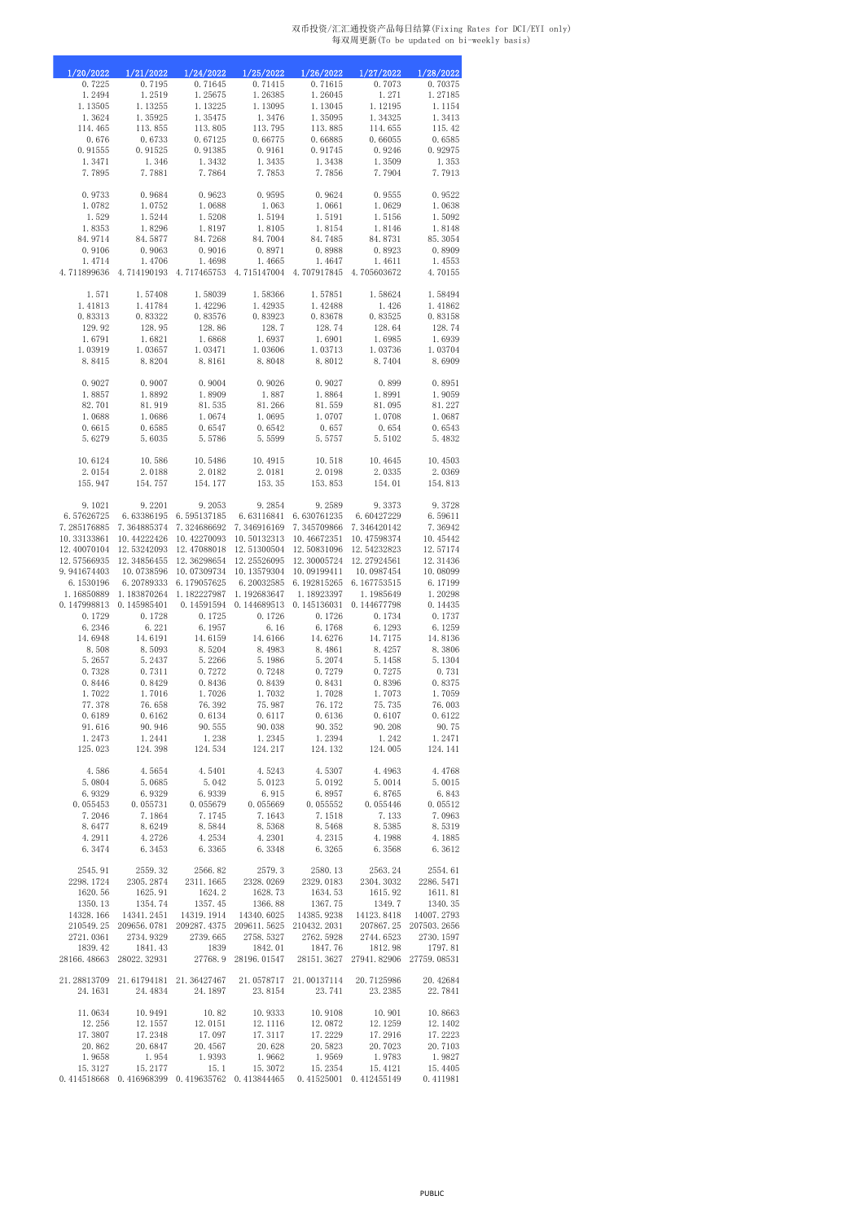双币投资/汇汇通投资产品每日结算(Fixing Rates for DCI/EYI only)
每双周更新(To be updated on bi-weekly basis)

| 1/20/2022 | 1/21/2022 | 1/24/2022 | 1/25/2022 | 1/26/2022 | 1/27/2022 | 1/28/2022 |
|---|---|---|---|---|---|---|
| 0.7225 | 0.7195 | 0.71645 | 0.71415 | 0.71615 | 0.7073 | 0.70375 |
| 1.2494 | 1.2519 | 1.25675 | 1.26385 | 1.26045 | 1.271 | 1.27185 |
| 1.13505 | 1.13255 | 1.13225 | 1.13095 | 1.13045 | 1.12195 | 1.1154 |
| 1.3624 | 1.35925 | 1.35475 | 1.3476 | 1.35095 | 1.34325 | 1.3413 |
| 114.465 | 113.855 | 113.805 | 113.795 | 113.885 | 114.655 | 115.42 |
| 0.676 | 0.6733 | 0.67125 | 0.66775 | 0.66885 | 0.66055 | 0.6585 |
| 0.91555 | 0.91525 | 0.91385 | 0.9161 | 0.91745 | 0.9246 | 0.92975 |
| 1.3471 | 1.346 | 1.3432 | 1.3435 | 1.3438 | 1.3509 | 1.353 |
| 7.7895 | 7.7881 | 7.7864 | 7.7853 | 7.7856 | 7.7904 | 7.7913 |
| | | | | | | |
| 0.9733 | 0.9684 | 0.9623 | 0.9595 | 0.9624 | 0.9555 | 0.9522 |
| 1.0782 | 1.0752 | 1.0688 | 1.063 | 1.0661 | 1.0629 | 1.0638 |
| 1.529 | 1.5244 | 1.5208 | 1.5194 | 1.5191 | 1.5156 | 1.5092 |
| 1.8353 | 1.8296 | 1.8197 | 1.8105 | 1.8154 | 1.8146 | 1.8148 |
| 84.9714 | 84.5877 | 84.7268 | 84.7004 | 84.7485 | 84.8731 | 85.3054 |
| 0.9106 | 0.9063 | 0.9016 | 0.8971 | 0.8988 | 0.8923 | 0.8909 |
| 1.4714 | 1.4706 | 1.4698 | 1.4665 | 1.4647 | 1.4611 | 1.4553 |
| 4.711899636 | 4.714190193 | 4.717465753 | 4.715147004 | 4.707917845 | 4.705603672 | 4.70155 |
| | | | | | | |
| 1.571 | 1.57408 | 1.58039 | 1.58366 | 1.57851 | 1.58624 | 1.58494 |
| 1.41813 | 1.41784 | 1.42296 | 1.42935 | 1.42488 | 1.426 | 1.41862 |
| 0.83313 | 0.83322 | 0.83576 | 0.83923 | 0.83678 | 0.83525 | 0.83158 |
| 129.92 | 128.95 | 128.86 | 128.7 | 128.74 | 128.64 | 128.74 |
| 1.6791 | 1.6821 | 1.6868 | 1.6937 | 1.6901 | 1.6985 | 1.6939 |
| 1.03919 | 1.03657 | 1.03471 | 1.03606 | 1.03713 | 1.03736 | 1.03704 |
| 8.8415 | 8.8204 | 8.8161 | 8.8048 | 8.8012 | 8.7404 | 8.6909 |
| | | | | | | |
| 0.9027 | 0.9007 | 0.9004 | 0.9026 | 0.9027 | 0.899 | 0.8951 |
| 1.8857 | 1.8892 | 1.8909 | 1.887 | 1.8864 | 1.8991 | 1.9059 |
| 82.701 | 81.919 | 81.535 | 81.266 | 81.559 | 81.095 | 81.227 |
| 1.0688 | 1.0686 | 1.0674 | 1.0695 | 1.0707 | 1.0708 | 1.0687 |
| 0.6615 | 0.6585 | 0.6547 | 0.6542 | 0.657 | 0.654 | 0.6543 |
| 5.6279 | 5.6035 | 5.5786 | 5.5599 | 5.5757 | 5.5102 | 5.4832 |
| | | | | | | |
| 10.6124 | 10.586 | 10.5486 | 10.4915 | 10.518 | 10.4645 | 10.4503 |
| 2.0154 | 2.0188 | 2.0182 | 2.0181 | 2.0198 | 2.0335 | 2.0369 |
| 155.947 | 154.757 | 154.177 | 153.35 | 153.853 | 154.01 | 154.813 |
| | | | | | | |
| 9.1021 | 9.2201 | 9.2053 | 9.2854 | 9.2589 | 9.3373 | 9.3728 |
| 6.57626725 | 6.63386195 | 6.595137185 | 6.63116841 | 6.630761235 | 6.60427229 | 6.59611 |
| 7.285176885 | 7.364885374 | 7.324686692 | 7.346916169 | 7.345709866 | 7.346420142 | 7.36942 |
| 10.33133861 | 10.44222426 | 10.42270093 | 10.50132313 | 10.46672351 | 10.47598374 | 10.45442 |
| 12.40070104 | 12.53242093 | 12.47088018 | 12.51300504 | 12.50831096 | 12.54232823 | 12.57174 |
| 12.57566935 | 12.34856455 | 12.36298654 | 12.25526095 | 12.30005724 | 12.27924561 | 12.31436 |
| 9.941674403 | 10.0738596 | 10.07309734 | 10.13579304 | 10.09199411 | 10.0987454 | 10.08099 |
| 6.1530196 | 6.20789333 | 6.179057625 | 6.20032585 | 6.192815265 | 6.167753515 | 6.17199 |
| 1.16850889 | 1.183870264 | 1.182227987 | 1.192683647 | 1.18923397 | 1.1985649 | 1.20298 |
| 0.147998813 | 0.145985401 | 0.14591594 | 0.144689513 | 0.145136031 | 0.144677798 | 0.14435 |
| 0.1729 | 0.1728 | 0.1725 | 0.1726 | 0.1726 | 0.1734 | 0.1737 |
| 6.2346 | 6.221 | 6.1957 | 6.16 | 6.1768 | 6.1293 | 6.1259 |
| 14.6948 | 14.6191 | 14.6159 | 14.6166 | 14.6276 | 14.7175 | 14.8136 |
| 8.508 | 8.5093 | 8.5204 | 8.4983 | 8.4861 | 8.4257 | 8.3806 |
| 5.2657 | 5.2437 | 5.2266 | 5.1986 | 5.2074 | 5.1458 | 5.1304 |
| 0.7328 | 0.7311 | 0.7272 | 0.7248 | 0.7279 | 0.7275 | 0.731 |
| 0.8446 | 0.8429 | 0.8436 | 0.8439 | 0.8431 | 0.8396 | 0.8375 |
| 1.7022 | 1.7016 | 1.7026 | 1.7032 | 1.7028 | 1.7073 | 1.7059 |
| 77.378 | 76.658 | 76.392 | 75.987 | 76.172 | 75.735 | 76.003 |
| 0.6189 | 0.6162 | 0.6134 | 0.6117 | 0.6136 | 0.6107 | 0.6122 |
| 91.616 | 90.946 | 90.555 | 90.038 | 90.352 | 90.208 | 90.75 |
| 1.2473 | 1.2441 | 1.238 | 1.2345 | 1.2394 | 1.242 | 1.2471 |
| 125.023 | 124.398 | 124.534 | 124.217 | 124.132 | 124.005 | 124.141 |
| | | | | | | |
| 4.586 | 4.5654 | 4.5401 | 4.5243 | 4.5307 | 4.4963 | 4.4768 |
| 5.0804 | 5.0685 | 5.042 | 5.0123 | 5.0192 | 5.0014 | 5.0015 |
| 6.9329 | 6.9329 | 6.9339 | 6.915 | 6.8957 | 6.8765 | 6.843 |
| 0.055453 | 0.055731 | 0.055679 | 0.055669 | 0.055552 | 0.055446 | 0.05512 |
| 7.2046 | 7.1864 | 7.1745 | 7.1643 | 7.1518 | 7.133 | 7.0963 |
| 8.6477 | 8.6249 | 8.5844 | 8.5368 | 8.5468 | 8.5385 | 8.5319 |
| 4.2911 | 4.2726 | 4.2534 | 4.2301 | 4.2315 | 4.1988 | 4.1885 |
| 6.3474 | 6.3453 | 6.3365 | 6.3348 | 6.3265 | 6.3568 | 6.3612 |
| | | | | | | |
| 2545.91 | 2559.32 | 2566.82 | 2579.3 | 2580.13 | 2563.24 | 2554.61 |
| 2298.1724 | 2305.2874 | 2311.1665 | 2328.0269 | 2329.0183 | 2304.3032 | 2286.5471 |
| 1620.56 | 1625.91 | 1624.2 | 1628.73 | 1634.53 | 1615.92 | 1611.81 |
| 1350.13 | 1354.74 | 1357.45 | 1366.88 | 1367.75 | 1349.7 | 1340.35 |
| 14328.166 | 14341.2451 | 14319.1914 | 14340.6025 | 14385.9238 | 14123.8418 | 14007.2793 |
| 210549.25 | 209656.0781 | 209287.4375 | 209611.5625 | 210432.2031 | 207867.25 | 207503.2656 |
| 2721.0361 | 2734.9329 | 2739.665 | 2758.5327 | 2762.5928 | 2744.6523 | 2730.1597 |
| 1839.42 | 1841.43 | 1839 | 1842.01 | 1847.76 | 1812.98 | 1797.81 |
| 28166.48663 | 28022.32931 | 27768.9 | 28196.01547 | 28151.3627 | 27941.82906 | 27759.08531 |
| | | | | | | |
| 21.28813709 | 21.61794181 | 21.36427467 | 21.0578717 | 21.00137114 | 20.7125986 | 20.42684 |
| 24.1631 | 24.4834 | 24.1897 | 23.8154 | 23.741 | 23.2385 | 22.7841 |
| | | | | | | |
| 11.0634 | 10.9491 | 10.82 | 10.9333 | 10.9108 | 10.901 | 10.8663 |
| 12.256 | 12.1557 | 12.0151 | 12.1116 | 12.0872 | 12.1259 | 12.1402 |
| 17.3807 | 17.2348 | 17.097 | 17.3117 | 17.2229 | 17.2916 | 17.2223 |
| 20.862 | 20.6847 | 20.4567 | 20.628 | 20.5823 | 20.7023 | 20.7103 |
| 1.9658 | 1.954 | 1.9393 | 1.9662 | 1.9569 | 1.9783 | 1.9827 |
| 15.3127 | 15.2177 | 15.1 | 15.3072 | 15.2354 | 15.4121 | 15.4405 |
| 0.414518668 | 0.416968399 | 0.419635762 | 0.413844465 | 0.41525001 | 0.412455149 | 0.411981 |

PUBLIC